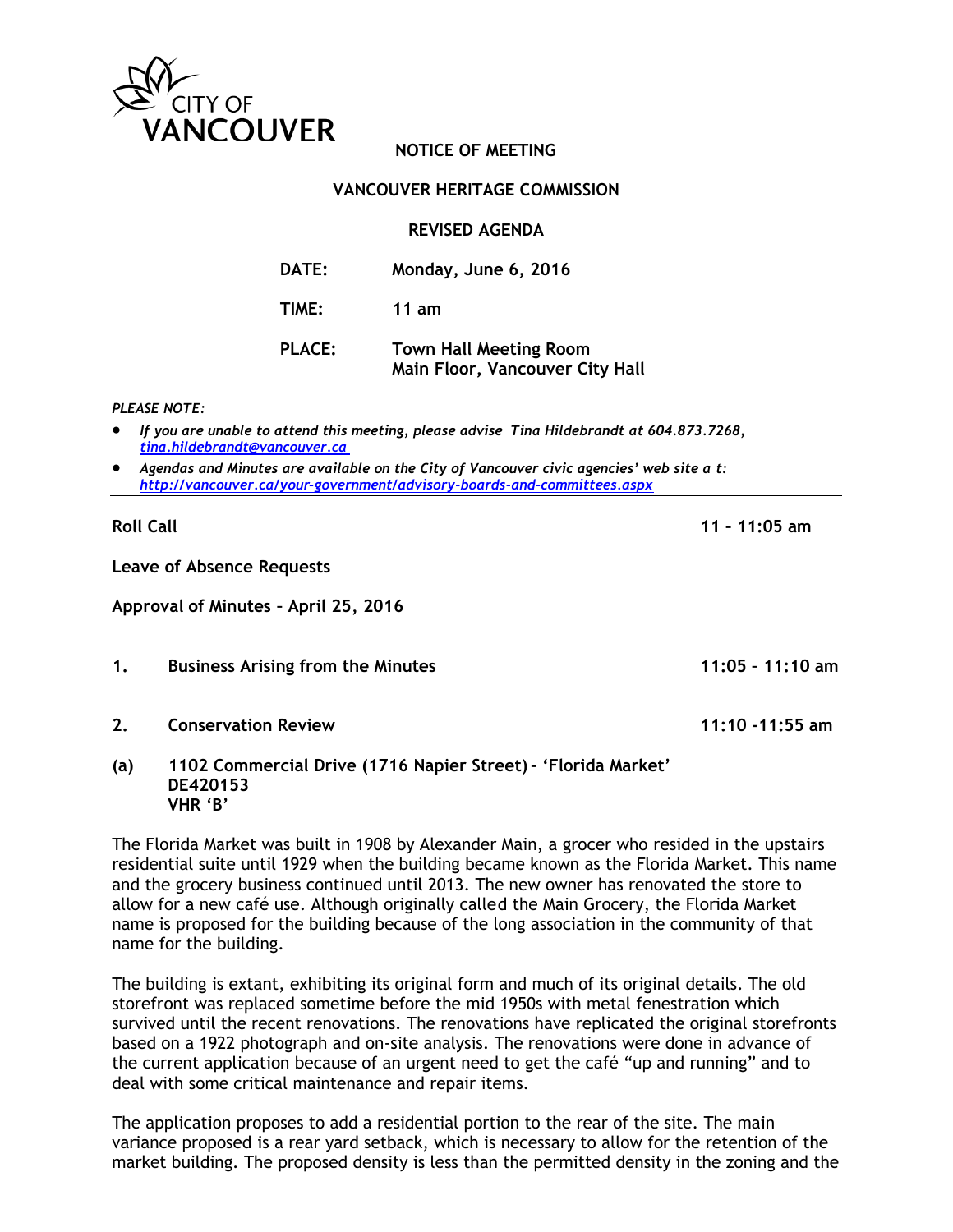CITY OF VANCOUVER

# NOTICE OF MEETING

## VANCOUVER HERITAGE COMMISSION

## REVISED AGENDA

**DATE:** Monday, June 6, 2016

**TIME:** 11 am

**PLACE:** Town Hall Meeting Room
Main Floor, Vancouver City Hall

*PLEASE NOTE:*

- *If you are unable to attend this meeting, please advise Tina Hildebrandt at 604.873.7268, [tina.hildebrandt@vancouver.ca](mailto:tina.hildebrandt@vancouver.ca)*
- *Agendas and Minutes are available on the City of Vancouver civic agencies' web site a t: [http://vancouver.ca/your-government/advisory-boards-and-committees.aspx](http://vancouver.ca/your-government/advisory-boards-and-committees.aspx)*

---

**Roll Call** **11 – 11:05 am**

**Leave of Absence Requests**

**Approval of Minutes – April 25, 2016**

**1. Business Arising from the Minutes** **11:05 – 11:10 am**

**2. Conservation Review** **11:10 -11:55 am**

**(a) 1102 Commercial Drive (1716 Napier Street) – 'Florida Market'
DE420153
VHR 'B'**

The Florida Market was built in 1908 by Alexander Main, a grocer who resided in the upstairs residential suite until 1929 when the building became known as the Florida Market. This name and the grocery business continued until 2013. The new owner has renovated the store to allow for a new café use. Although originally called the Main Grocery, the Florida Market name is proposed for the building because of the long association in the community of that name for the building.

The building is extant, exhibiting its original form and much of its original details. The old storefront was replaced sometime before the mid 1950s with metal fenestration which survived until the recent renovations. The renovations have replicated the original storefronts based on a 1922 photograph and on-site analysis. The renovations were done in advance of the current application because of an urgent need to get the café "up and running" and to deal with some critical maintenance and repair items.

The application proposes to add a residential portion to the rear of the site. The main variance proposed is a rear yard setback, which is necessary to allow for the retention of the market building. The proposed density is less than the permitted density in the zoning and the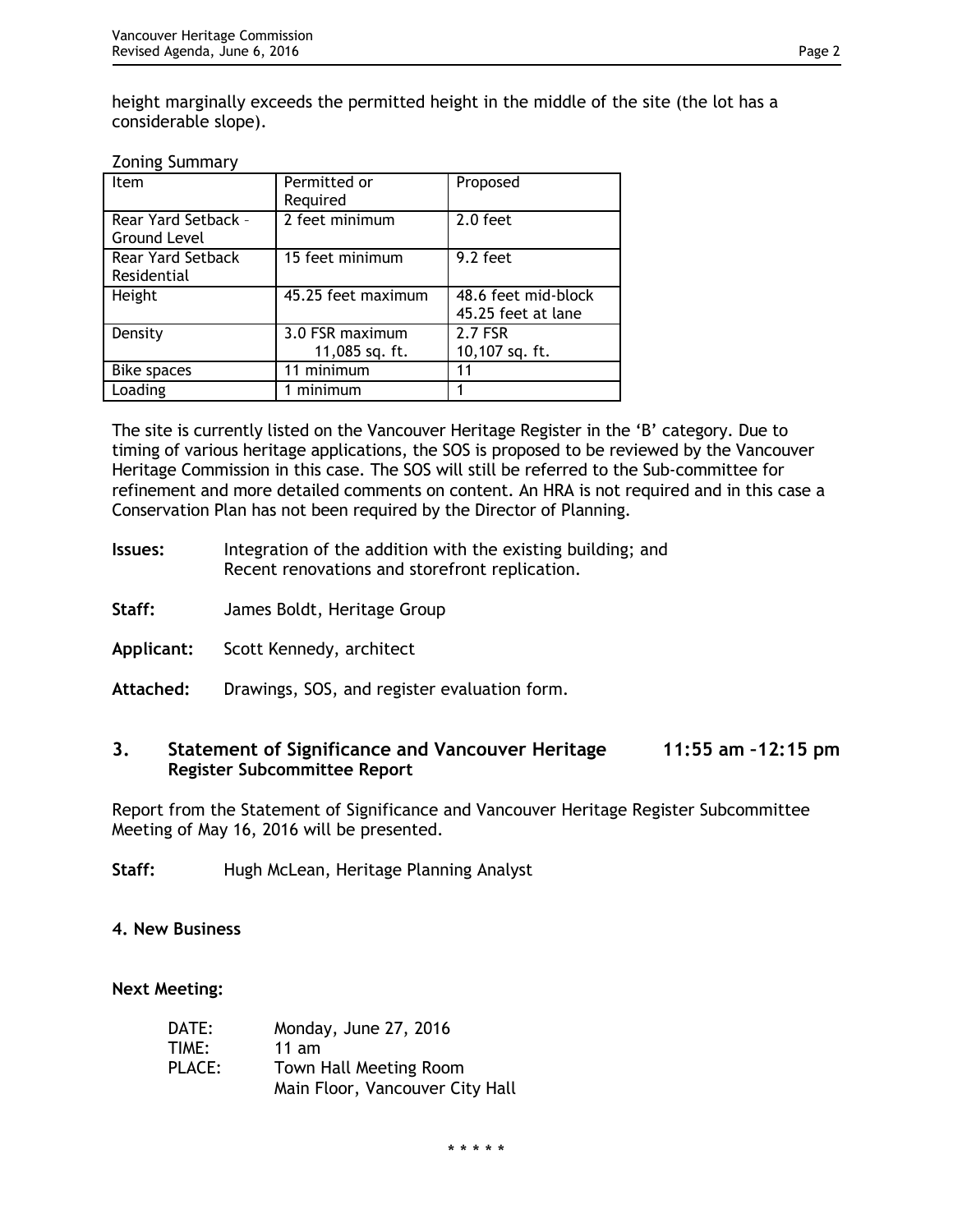height marginally exceeds the permitted height in the middle of the site (the lot has a considerable slope).

Zoning Summary

| Item | Permitted or Required | Proposed |
|---|---|---|
| Rear Yard Setback – Ground Level | 2 feet minimum | 2.0 feet |
| Rear Yard Setback Residential | 15 feet minimum | 9.2 feet |
| Height | 45.25 feet maximum | 48.6 feet mid-block<br>45.25 feet at lane |
| Density | 3.0 FSR maximum<br>11,085 sq. ft. | 2.7 FSR<br>10,107 sq. ft. |
| Bike spaces | 11 minimum | 11 |
| Loading | 1 minimum | 1 |

The site is currently listed on the Vancouver Heritage Register in the 'B' category. Due to timing of various heritage applications, the SOS is proposed to be reviewed by the Vancouver Heritage Commission in this case. The SOS will still be referred to the Sub-committee for refinement and more detailed comments on content. An HRA is not required and in this case a Conservation Plan has not been required by the Director of Planning.

**Issues:** Integration of the addition with the existing building; and Recent renovations and storefront replication.

**Staff:** James Boldt, Heritage Group

**Applicant:** Scott Kennedy, architect

**Attached:** Drawings, SOS, and register evaluation form.

## 3. Statement of Significance and Vancouver Heritage Register Subcommittee Report — 11:55 am –12:15 pm

Report from the Statement of Significance and Vancouver Heritage Register Subcommittee Meeting of May 16, 2016 will be presented.

**Staff:** Hugh McLean, Heritage Planning Analyst

## 4. New Business

**Next Meeting:**

DATE: Monday, June 27, 2016
TIME: 11 am
PLACE: Town Hall Meeting Room
Main Floor, Vancouver City Hall

\* \* \* \* \*